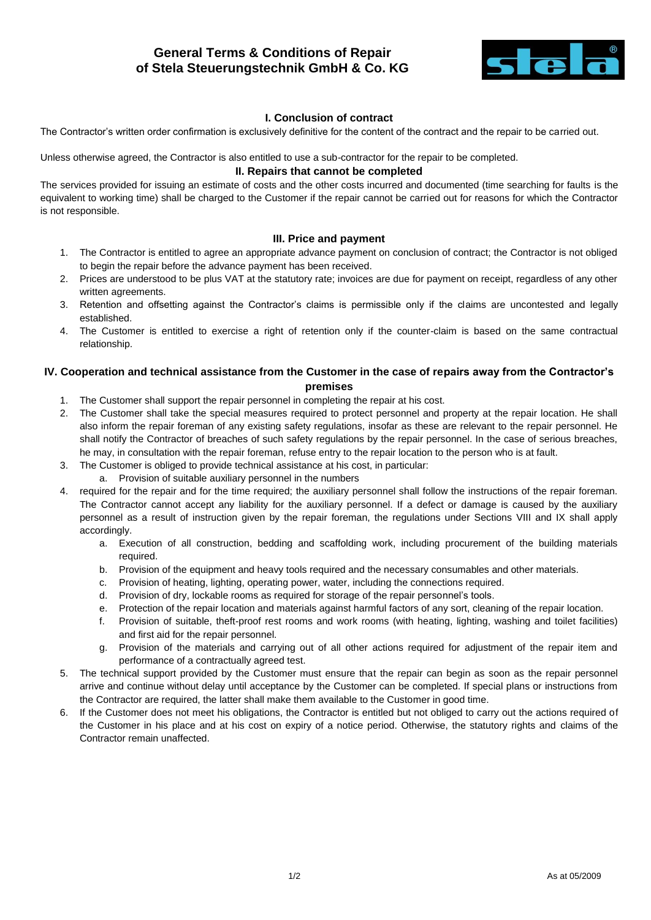# General Terms & Conditions of Repair of Stela Steuerungstechnik GmbH & Co. KG

## I. Conclusion of contract

The Contractor's written order confirmation is exclusively definitive for the content of the contract and the repair to be carried out.

Unless otherwise agreed, the Contractor is also entitled to use a sub-contractor for the repair to be completed.

## II. Repairs that cannot be completed

The services provided for issuing an estimate of costs and the other costs incurred and documented (time searching for faults is the equivalent to working time) shall be charged to the Customer if the repair cannot be carried out for reasons for which the Contractor is not responsible.

## III. Price and payment

1. The Contractor is entitled to agree an appropriate advance payment on conclusion of contract; the Contractor is not obliged to begin the repair before the advance payment has been received.
2. Prices are understood to be plus VAT at the statutory rate; invoices are due for payment on receipt, regardless of any other written agreements.
3. Retention and offsetting against the Contractor's claims is permissible only if the claims are uncontested and legally established.
4. The Customer is entitled to exercise a right of retention only if the counter-claim is based on the same contractual relationship.

## IV. Cooperation and technical assistance from the Customer in the case of repairs away from the Contractor's premises

1. The Customer shall support the repair personnel in completing the repair at his cost.
2. The Customer shall take the special measures required to protect personnel and property at the repair location. He shall also inform the repair foreman of any existing safety regulations, insofar as these are relevant to the repair personnel. He shall notify the Contractor of breaches of such safety regulations by the repair personnel. In the case of serious breaches, he may, in consultation with the repair foreman, refuse entry to the repair location to the person who is at fault.
3. The Customer is obliged to provide technical assistance at his cost, in particular:
   a. Provision of suitable auxiliary personnel in the numbers
4. required for the repair and for the time required; the auxiliary personnel shall follow the instructions of the repair foreman. The Contractor cannot accept any liability for the auxiliary personnel. If a defect or damage is caused by the auxiliary personnel as a result of instruction given by the repair foreman, the regulations under Sections VIII and IX shall apply accordingly.
   a. Execution of all construction, bedding and scaffolding work, including procurement of the building materials required.
   b. Provision of the equipment and heavy tools required and the necessary consumables and other materials.
   c. Provision of heating, lighting, operating power, water, including the connections required.
   d. Provision of dry, lockable rooms as required for storage of the repair personnel's tools.
   e. Protection of the repair location and materials against harmful factors of any sort, cleaning of the repair location.
   f. Provision of suitable, theft-proof rest rooms and work rooms (with heating, lighting, washing and toilet facilities) and first aid for the repair personnel.
   g. Provision of the materials and carrying out of all other actions required for adjustment of the repair item and performance of a contractually agreed test.
5. The technical support provided by the Customer must ensure that the repair can begin as soon as the repair personnel arrive and continue without delay until acceptance by the Customer can be completed. If special plans or instructions from the Contractor are required, the latter shall make them available to the Customer in good time.
6. If the Customer does not meet his obligations, the Contractor is entitled but not obliged to carry out the actions required of the Customer in his place and at his cost on expiry of a notice period. Otherwise, the statutory rights and claims of the Contractor remain unaffected.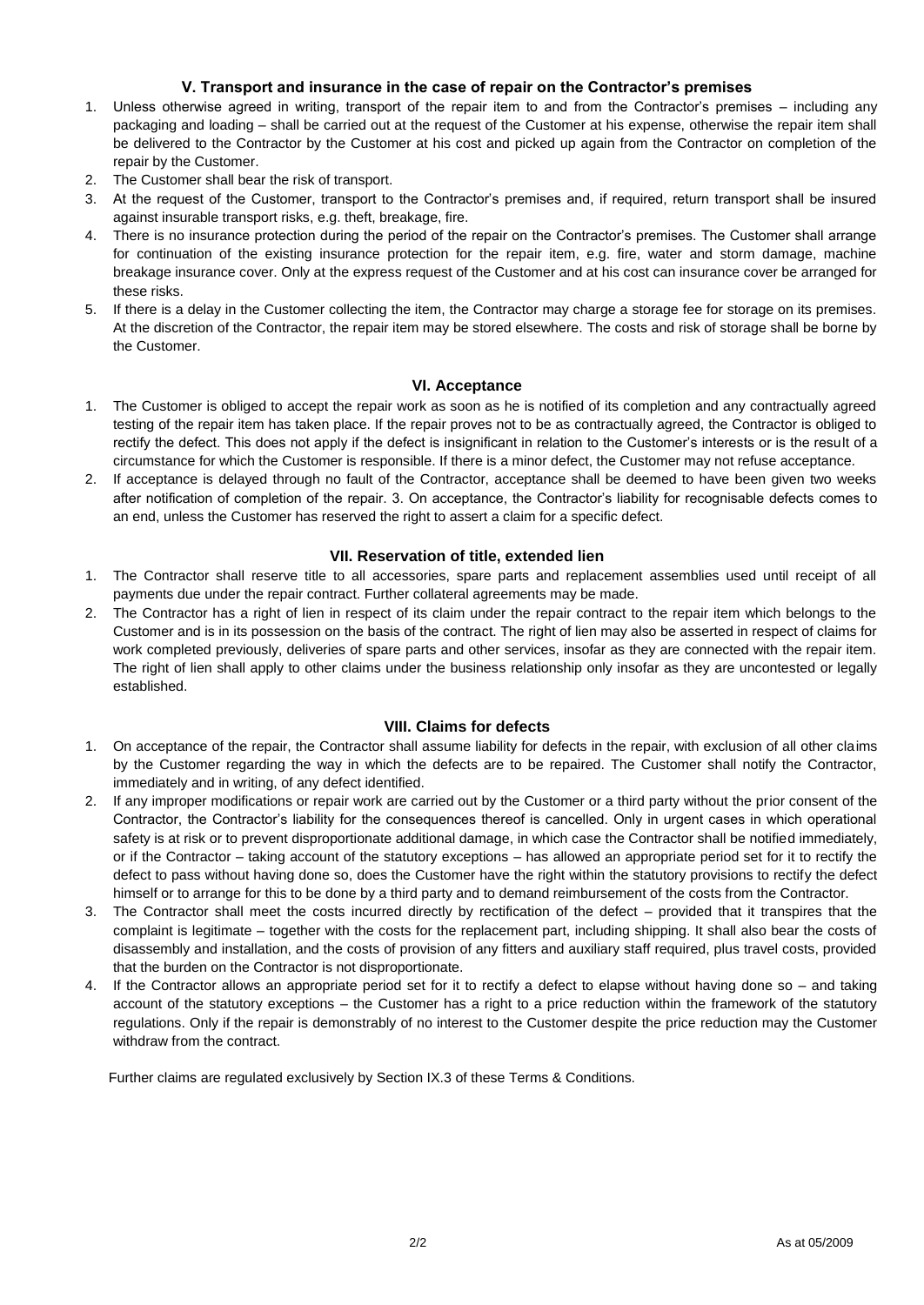### V. Transport and insurance in the case of repair on the Contractor's premises

1. Unless otherwise agreed in writing, transport of the repair item to and from the Contractor's premises – including any packaging and loading – shall be carried out at the request of the Customer at his expense, otherwise the repair item shall be delivered to the Contractor by the Customer at his cost and picked up again from the Contractor on completion of the repair by the Customer.
2. The Customer shall bear the risk of transport.
3. At the request of the Customer, transport to the Contractor's premises and, if required, return transport shall be insured against insurable transport risks, e.g. theft, breakage, fire.
4. There is no insurance protection during the period of the repair on the Contractor's premises. The Customer shall arrange for continuation of the existing insurance protection for the repair item, e.g. fire, water and storm damage, machine breakage insurance cover. Only at the express request of the Customer and at his cost can insurance cover be arranged for these risks.
5. If there is a delay in the Customer collecting the item, the Contractor may charge a storage fee for storage on its premises. At the discretion of the Contractor, the repair item may be stored elsewhere. The costs and risk of storage shall be borne by the Customer.

### VI. Acceptance

1. The Customer is obliged to accept the repair work as soon as he is notified of its completion and any contractually agreed testing of the repair item has taken place. If the repair proves not to be as contractually agreed, the Contractor is obliged to rectify the defect. This does not apply if the defect is insignificant in relation to the Customer's interests or is the result of a circumstance for which the Customer is responsible. If there is a minor defect, the Customer may not refuse acceptance.
2. If acceptance is delayed through no fault of the Contractor, acceptance shall be deemed to have been given two weeks after notification of completion of the repair. 3. On acceptance, the Contractor's liability for recognisable defects comes to an end, unless the Customer has reserved the right to assert a claim for a specific defect.

### VII. Reservation of title, extended lien

1. The Contractor shall reserve title to all accessories, spare parts and replacement assemblies used until receipt of all payments due under the repair contract. Further collateral agreements may be made.
2. The Contractor has a right of lien in respect of its claim under the repair contract to the repair item which belongs to the Customer and is in its possession on the basis of the contract. The right of lien may also be asserted in respect of claims for work completed previously, deliveries of spare parts and other services, insofar as they are connected with the repair item. The right of lien shall apply to other claims under the business relationship only insofar as they are uncontested or legally established.

### VIII. Claims for defects

1. On acceptance of the repair, the Contractor shall assume liability for defects in the repair, with exclusion of all other claims by the Customer regarding the way in which the defects are to be repaired. The Customer shall notify the Contractor, immediately and in writing, of any defect identified.
2. If any improper modifications or repair work are carried out by the Customer or a third party without the prior consent of the Contractor, the Contractor's liability for the consequences thereof is cancelled. Only in urgent cases in which operational safety is at risk or to prevent disproportionate additional damage, in which case the Contractor shall be notified immediately, or if the Contractor – taking account of the statutory exceptions – has allowed an appropriate period set for it to rectify the defect to pass without having done so, does the Customer have the right within the statutory provisions to rectify the defect himself or to arrange for this to be done by a third party and to demand reimbursement of the costs from the Contractor.
3. The Contractor shall meet the costs incurred directly by rectification of the defect – provided that it transpires that the complaint is legitimate – together with the costs for the replacement part, including shipping. It shall also bear the costs of disassembly and installation, and the costs of provision of any fitters and auxiliary staff required, plus travel costs, provided that the burden on the Contractor is not disproportionate.
4. If the Contractor allows an appropriate period set for it to rectify a defect to elapse without having done so – and taking account of the statutory exceptions – the Customer has a right to a price reduction within the framework of the statutory regulations. Only if the repair is demonstrably of no interest to the Customer despite the price reduction may the Customer withdraw from the contract.

Further claims are regulated exclusively by Section IX.3 of these Terms & Conditions.

As at 05/2009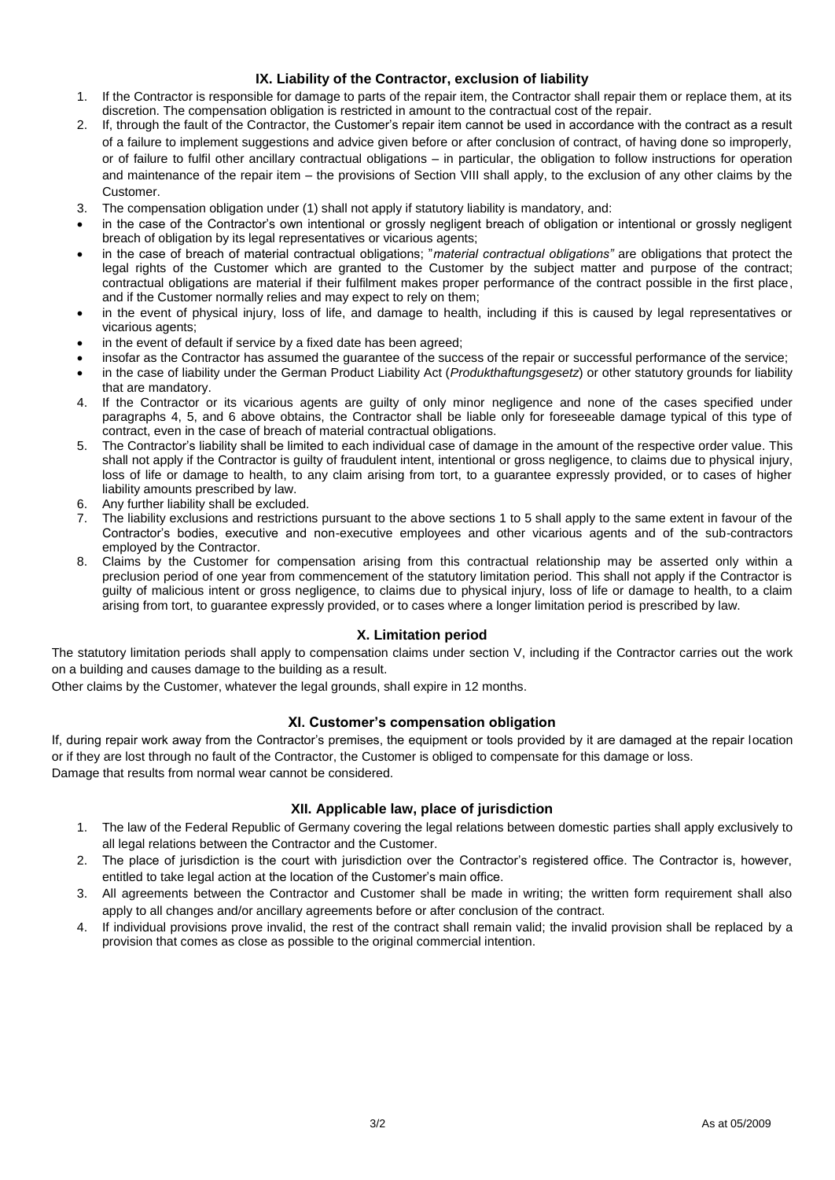## IX. Liability of the Contractor, exclusion of liability

1. If the Contractor is responsible for damage to parts of the repair item, the Contractor shall repair them or replace them, at its discretion. The compensation obligation is restricted in amount to the contractual cost of the repair.
2. If, through the fault of the Contractor, the Customer's repair item cannot be used in accordance with the contract as a result of a failure to implement suggestions and advice given before or after conclusion of contract, of having done so improperly, or of failure to fulfil other ancillary contractual obligations – in particular, the obligation to follow instructions for operation and maintenance of the repair item – the provisions of Section VIII shall apply, to the exclusion of any other claims by the Customer.
3. The compensation obligation under (1) shall not apply if statutory liability is mandatory, and:

- in the case of the Contractor's own intentional or grossly negligent breach of obligation or intentional or grossly negligent breach of obligation by its legal representatives or vicarious agents;
- in the case of breach of material contractual obligations; "*material contractual obligations"* are obligations that protect the legal rights of the Customer which are granted to the Customer by the subject matter and purpose of the contract; contractual obligations are material if their fulfilment makes proper performance of the contract possible in the first place, and if the Customer normally relies and may expect to rely on them;
- in the event of physical injury, loss of life, and damage to health, including if this is caused by legal representatives or vicarious agents;
- in the event of default if service by a fixed date has been agreed;
- insofar as the Contractor has assumed the guarantee of the success of the repair or successful performance of the service;
- in the case of liability under the German Product Liability Act (*Produkthaftungsgesetz*) or other statutory grounds for liability that are mandatory.

4. If the Contractor or its vicarious agents are guilty of only minor negligence and none of the cases specified under paragraphs 4, 5, and 6 above obtains, the Contractor shall be liable only for foreseeable damage typical of this type of contract, even in the case of breach of material contractual obligations.
5. The Contractor's liability shall be limited to each individual case of damage in the amount of the respective order value. This shall not apply if the Contractor is guilty of fraudulent intent, intentional or gross negligence, to claims due to physical injury, loss of life or damage to health, to any claim arising from tort, to a guarantee expressly provided, or to cases of higher liability amounts prescribed by law.
6. Any further liability shall be excluded.
7. The liability exclusions and restrictions pursuant to the above sections 1 to 5 shall apply to the same extent in favour of the Contractor's bodies, executive and non-executive employees and other vicarious agents and of the sub-contractors employed by the Contractor.
8. Claims by the Customer for compensation arising from this contractual relationship may be asserted only within a preclusion period of one year from commencement of the statutory limitation period. This shall not apply if the Contractor is guilty of malicious intent or gross negligence, to claims due to physical injury, loss of life or damage to health, to a claim arising from tort, to guarantee expressly provided, or to cases where a longer limitation period is prescribed by law.

## X. Limitation period

The statutory limitation periods shall apply to compensation claims under section V, including if the Contractor carries out the work on a building and causes damage to the building as a result.

Other claims by the Customer, whatever the legal grounds, shall expire in 12 months.

## XI. Customer's compensation obligation

If, during repair work away from the Contractor's premises, the equipment or tools provided by it are damaged at the repair location or if they are lost through no fault of the Contractor, the Customer is obliged to compensate for this damage or loss.
Damage that results from normal wear cannot be considered.

## XII. Applicable law, place of jurisdiction

1. The law of the Federal Republic of Germany covering the legal relations between domestic parties shall apply exclusively to all legal relations between the Contractor and the Customer.
2. The place of jurisdiction is the court with jurisdiction over the Contractor's registered office. The Contractor is, however, entitled to take legal action at the location of the Customer's main office.
3. All agreements between the Contractor and Customer shall be made in writing; the written form requirement shall also apply to all changes and/or ancillary agreements before or after conclusion of the contract.
4. If individual provisions prove invalid, the rest of the contract shall remain valid; the invalid provision shall be replaced by a provision that comes as close as possible to the original commercial intention.